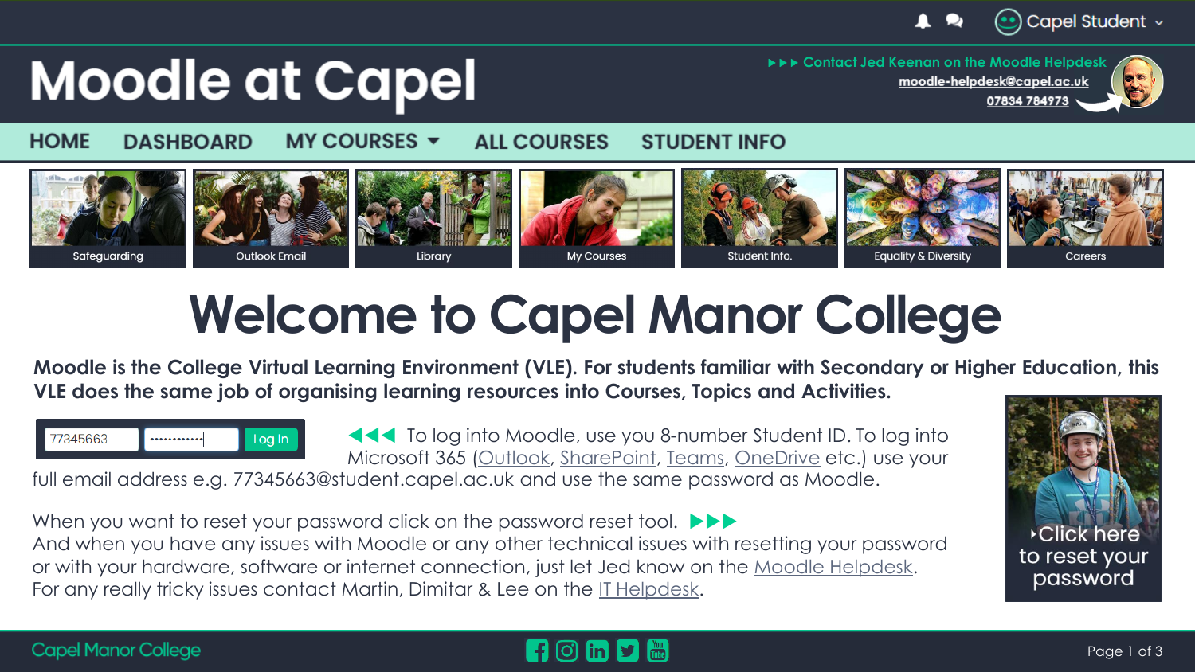Capel Student

# Moodle at Capel

►►► Contact Jed Keenan on the Moodle Helpdesk
moodle-helpdesk@capel.ac.uk
07834 784973

HOME | DASHBOARD | MY COURSES ▼ | ALL COURSES | STUDENT INFO

Safeguarding | Outlook Email | Library | My Courses | Student Info. | Equality & Diversity | Careers

# Welcome to Capel Manor College

**Moodle is the College Virtual Learning Environment (VLE). For students familiar with Secondary or Higher Education, this VLE does the same job of organising learning resources into Courses, Topics and Activities.**

77345663 | ············ | Log In

◄◄◄ To log into Moodle, use you 8-number Student ID. To log into Microsoft 365 (Outlook, SharePoint, Teams, OneDrive etc.) use your full email address e.g. 77345663@student.capel.ac.uk and use the same password as Moodle.

When you want to reset your password click on the password reset tool. ►►►
And when you have any issues with Moodle or any other technical issues with resetting your password or with your hardware, software or internet connection, just let Jed know on the Moodle Helpdesk.
For any really tricky issues contact Martin, Dimitar & Lee on the IT Helpdesk.

‣Click here to reset your password

Capel Manor College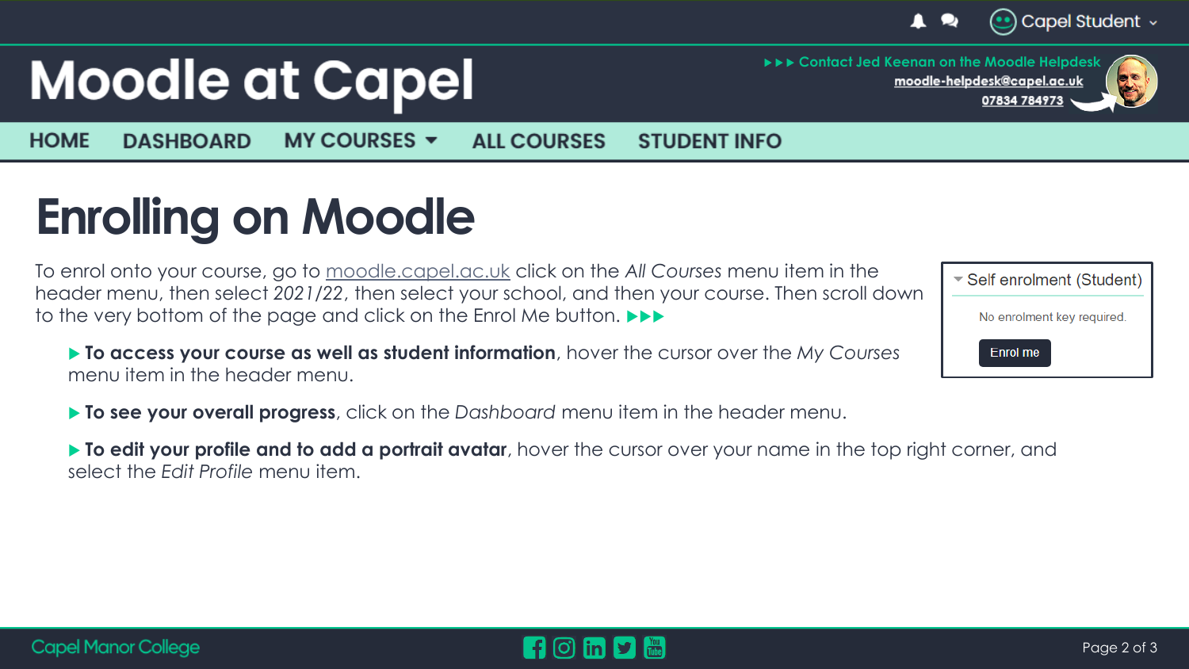Moodle at Capel

▸▸▸ Contact Jed Keenan on the Moodle Helpdesk
moodle-helpdesk@capel.ac.uk
07834 784973

HOME | DASHBOARD | MY COURSES | ALL COURSES | STUDENT INFO

# Enrolling on Moodle

To enrol onto your course, go to moodle.capel.ac.uk click on the *All Courses* menu item in the header menu, then select *2021/22*, then select your school, and then your course. Then scroll down to the very bottom of the page and click on the Enrol Me button. ▶▶▶

Self enrolment (Student)

No enrolment key required.

Enrol me

- **To access your course as well as student information**, hover the cursor over the *My Courses* menu item in the header menu.
- **To see your overall progress**, click on the *Dashboard* menu item in the header menu.
- **To edit your profile and to add a portrait avatar**, hover the cursor over your name in the top right corner, and select the *Edit Profile* menu item.

Capel Manor College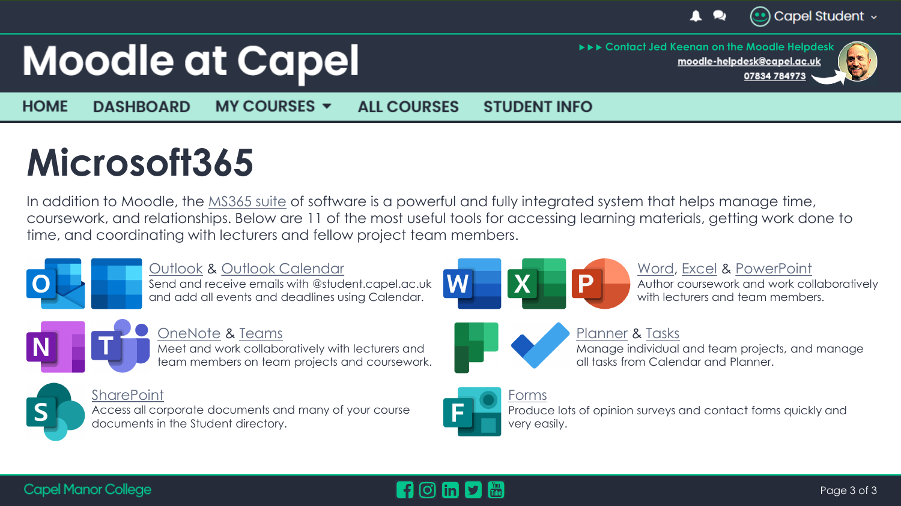Moodle at Capel

▸▸▸ Contact Jed Keenan on the Moodle Helpdesk
moodle-helpdesk@capel.ac.uk
07834 784973

HOME | DASHBOARD | MY COURSES | ALL COURSES | STUDENT INFO

# Microsoft365

In addition to Moodle, the MS365 suite of software is a powerful and fully integrated system that helps manage time, coursework, and relationships. Below are 11 of the most useful tools for accessing learning materials, getting work done to time, and coordinating with lecturers and fellow project team members.

**Outlook & Outlook Calendar**
Send and receive emails with @student.capel.ac.uk and add all events and deadlines using Calendar.

**Word, Excel & PowerPoint**
Author coursework and work collaboratively with lecturers and team members.

**OneNote & Teams**
Meet and work collaboratively with lecturers and team members on team projects and coursework.

**Planner & Tasks**
Manage individual and team projects, and manage all tasks from Calendar and Planner.

**SharePoint**
Access all corporate documents and many of your course documents in the Student directory.

**Forms**
Produce lots of opinion surveys and contact forms quickly and very easily.

Capel Manor College